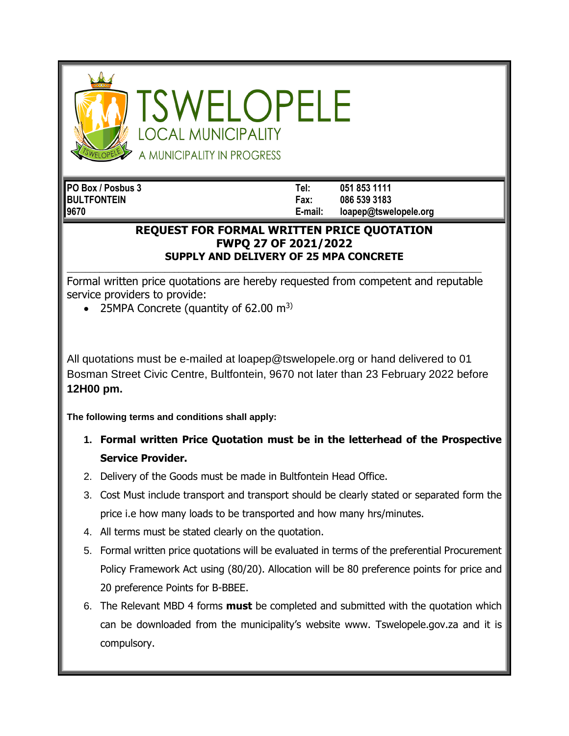# TSWELOPELE

LOCAL MUNICIPALITY

A MUNICIPALITY IN PROGRESS

| | | |
|---|---|---|
| **PO Box / Posbus 3** | **Tel:** | **051 853 1111** |
| **BULTFONTEIN** | **Fax:** | **086 539 3183** |
| **9670** | **E-mail:** | **loapep@tswelopele.org** |

## REQUEST FOR FORMAL WRITTEN PRICE QUOTATION
## FWPQ 27 OF 2021/2022
### SUPPLY AND DELIVERY OF 25 MPA CONCRETE

Formal written price quotations are hereby requested from competent and reputable service providers to provide:

- 25MPA Concrete (quantity of 62.00 m$^{3)}$

All quotations must be e-mailed at loapep@tswelopele.org or hand delivered to 01 Bosman Street Civic Centre, Bultfontein, 9670 not later than 23 February 2022 before **12H00 pm.**

**The following terms and conditions shall apply:**

1. **Formal written Price Quotation must be in the letterhead of the Prospective Service Provider.**
2. Delivery of the Goods must be made in Bultfontein Head Office.
3. Cost Must include transport and transport should be clearly stated or separated form the price i.e how many loads to be transported and how many hrs/minutes.
4. All terms must be stated clearly on the quotation.
5. Formal written price quotations will be evaluated in terms of the preferential Procurement Policy Framework Act using (80/20). Allocation will be 80 preference points for price and 20 preference Points for B-BBEE.
6. The Relevant MBD 4 forms **must** be completed and submitted with the quotation which can be downloaded from the municipality's website www. Tswelopele.gov.za and it is compulsory.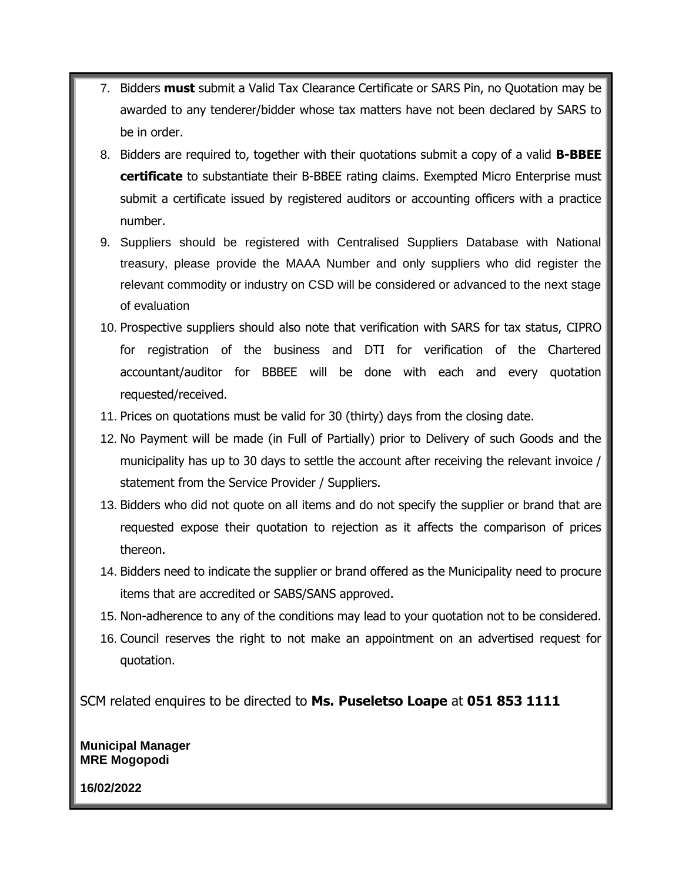7. Bidders **must** submit a Valid Tax Clearance Certificate or SARS Pin, no Quotation may be awarded to any tenderer/bidder whose tax matters have not been declared by SARS to be in order.
8. Bidders are required to, together with their quotations submit a copy of a valid **B-BBEE certificate** to substantiate their B-BBEE rating claims. Exempted Micro Enterprise must submit a certificate issued by registered auditors or accounting officers with a practice number.
9. Suppliers should be registered with Centralised Suppliers Database with National treasury, please provide the MAAA Number and only suppliers who did register the relevant commodity or industry on CSD will be considered or advanced to the next stage of evaluation
10. Prospective suppliers should also note that verification with SARS for tax status, CIPRO for registration of the business and DTI for verification of the Chartered accountant/auditor for BBBEE will be done with each and every quotation requested/received.
11. Prices on quotations must be valid for 30 (thirty) days from the closing date.
12. No Payment will be made (in Full of Partially) prior to Delivery of such Goods and the municipality has up to 30 days to settle the account after receiving the relevant invoice / statement from the Service Provider / Suppliers.
13. Bidders who did not quote on all items and do not specify the supplier or brand that are requested expose their quotation to rejection as it affects the comparison of prices thereon.
14. Bidders need to indicate the supplier or brand offered as the Municipality need to procure items that are accredited or SABS/SANS approved.
15. Non-adherence to any of the conditions may lead to your quotation not to be considered.
16. Council reserves the right to not make an appointment on an advertised request for quotation.

SCM related enquires to be directed to **Ms. Puseletso Loape** at **051 853 1111**

**Municipal Manager**
**MRE Mogopodi**

**16/02/2022**